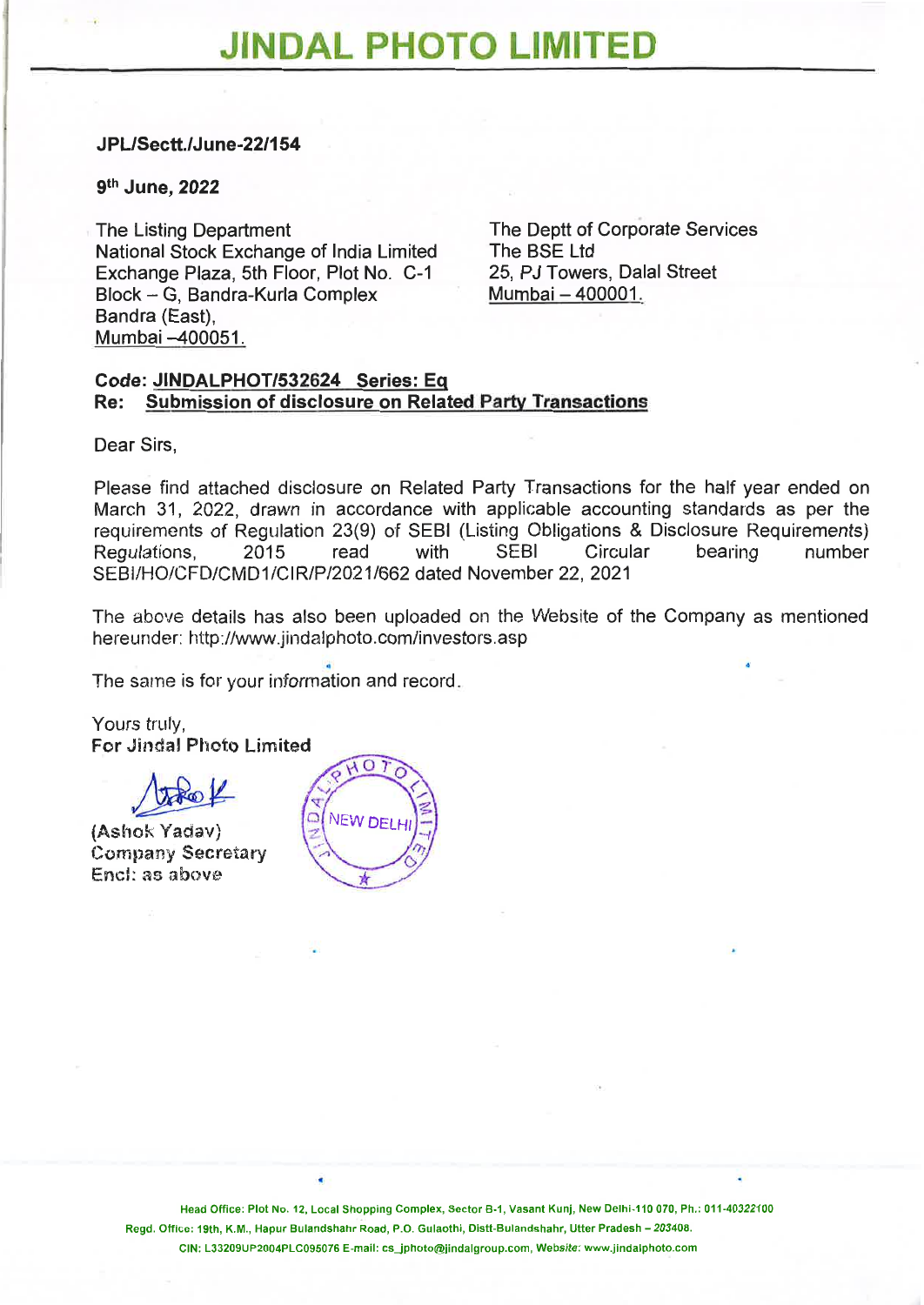# JINDAL PHOTO LIMITED

**JPL/Sectt./June-22/154**

**9th June, 2022**

The Listing Department
National Stock Exchange of India Limited
Exchange Plaza, 5th Floor, Plot No. C-1
Block – G, Bandra-Kurla Complex
Bandra (East),
Mumbai –400051.

The Deptt of Corporate Services
The BSE Ltd
25, PJ Towers, Dalal Street
Mumbai – 400001.

**Code: JINDALPHOT/532624 Series: Eq**
**Re: Submission of disclosure on Related Party Transactions**

Dear Sirs,

Please find attached disclosure on Related Party Transactions for the half year ended on March 31, 2022, drawn in accordance with applicable accounting standards as per the requirements of Regulation 23(9) of SEBI (Listing Obligations & Disclosure Requirements) Regulations, 2015 read with SEBI Circular bearing number SEBI/HO/CFD/CMD1/CIR/P/2021/662 dated November 22, 2021

The above details has also been uploaded on the Website of the Company as mentioned hereunder: http://www.jindalphoto.com/investors.asp

The same is for your information and record.

Yours truly,
**For Jindal Photo Limited**

(Ashok Yadav)
Company Secretary
Encl: as above

Head Office: Plot No. 12, Local Shopping Complex, Sector B-1, Vasant Kunj, New Delhi-110 070, Ph.: 011-40322100
Regd. Office: 19th, K.M., Hapur Bulandshahr Road, P.O. Gulaothi, Distt-Bulandshahr, Utter Pradesh – 203408.
CIN: L33209UP2004PLC095076 E-mail: cs_jphoto@jindalgroup.com, Website: www.jindalphoto.com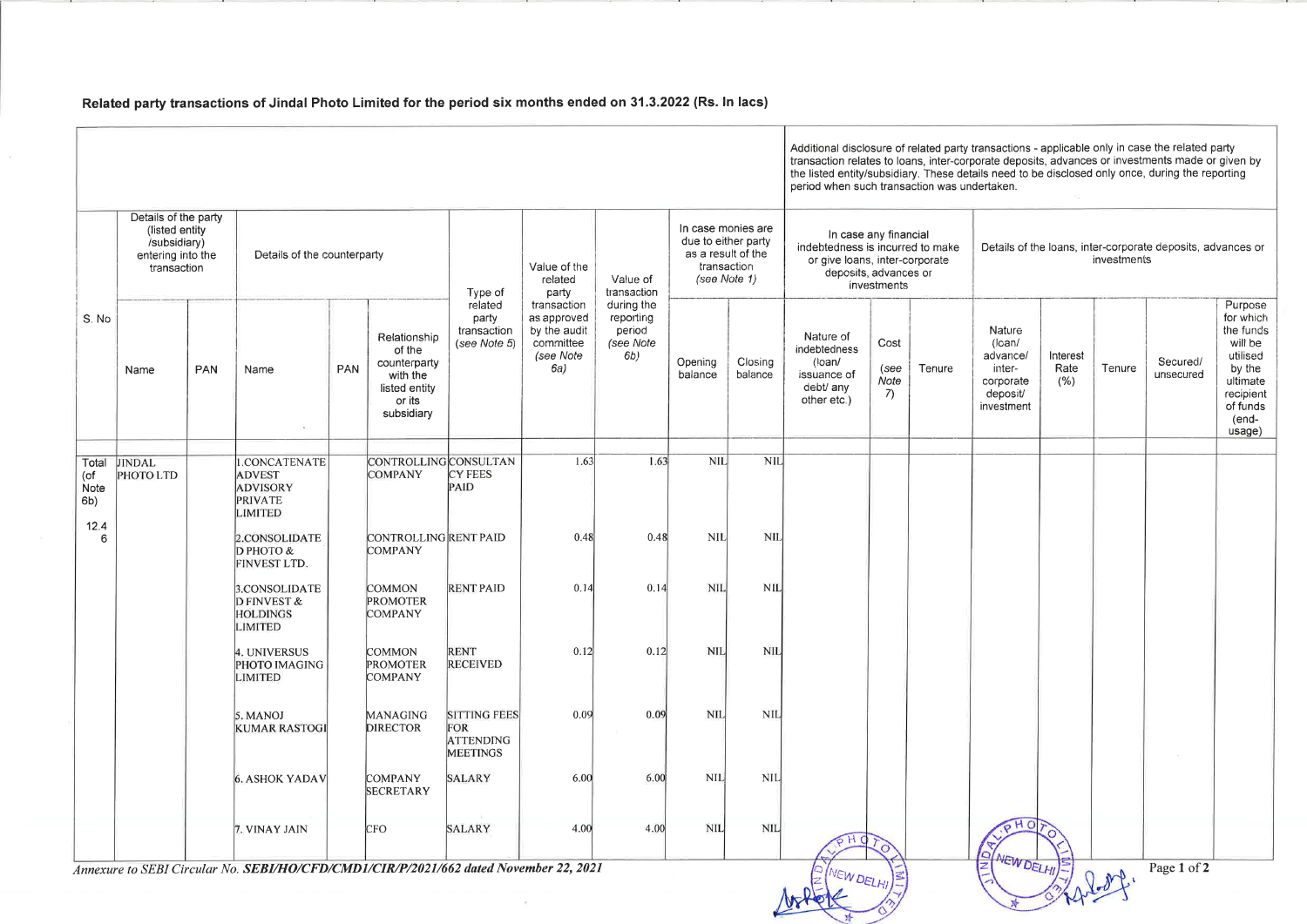**Related party transactions of Jindal Photo Limited for the period six months ended on 31.3.2022 (Rs. In lacs)**

| S. No | Details of the party (listed entity /subsidiary) entering into the transaction | | Details of the counterparty | | | Type of related party transaction (see Note 5) | Value of the related party transaction as approved by the audit committee (see Note 6a) | Value of transaction during the reporting period (see Note 6b) | In case monies are due to either party as a result of the transaction (see Note 1) | | Additional disclosure of related party transactions - applicable only in case the related party transaction relates to loans, inter-corporate deposits, advances or investments made or given by the listed entity/subsidiary. These details need to be disclosed only once, during the reporting period when such transaction was undertaken. In case any financial indebtedness is incurred to make or give loans, inter-corporate deposits, advances or investments | | | Details of the loans, inter-corporate deposits, advances or investments | | | | |
|---|---|---|---|---|---|---|---|---|---|---|---|---|---|---|---|---|---|---|
| | Name | PAN | Name | PAN | Relationship of the counterparty with the listed entity or its subsidiary | | | | Opening balance | Closing balance | Nature of indebtedness (loan/ issuance of debt/ any other etc.) | Cost (see Note 7) | Tenure | Nature (loan/ advance/ inter-corporate deposit/ investment | Interest Rate (%) | Tenure | Secured/ unsecured | Purpose for which the funds will be utilised by the ultimate recipient of funds (end-usage) |
| Total (of Note 6b) 12.46 | JINDAL PHOTO LTD | | 1.CONCATENATE ADVEST ADVISORY PRIVATE LIMITED | | CONTROLLING COMPANY | CONSULTANCY FEES PAID | 1.63 | 1.63 | NIL | NIL | | | | | | | | |
| | | | 2.CONSOLIDATED PHOTO & FINVEST LTD. | | CONTROLLING COMPANY | RENT PAID | 0.48 | 0.48 | NIL | NIL | | | | | | | | |
| | | | 3.CONSOLIDATED FINVEST & HOLDINGS LIMITED | | COMMON PROMOTER COMPANY | RENT PAID | 0.14 | 0.14 | NIL | NIL | | | | | | | | |
| | | | 4. UNIVERSUS PHOTO IMAGING LIMITED | | COMMON PROMOTER COMPANY | RENT RECEIVED | 0.12 | 0.12 | NIL | NIL | | | | | | | | |
| | | | 5. MANOJ KUMAR RASTOGI | | MANAGING DIRECTOR | SITTING FEES FOR ATTENDING MEETINGS | 0.09 | 0.09 | NIL | NIL | | | | | | | | |
| | | | 6. ASHOK YADAV | | COMPANY SECRETARY | SALARY | 6.00 | 6.00 | NIL | NIL | | | | | | | | |
| | | | 7. VINAY JAIN | | CFO | SALARY | 4.00 | 4.00 | NIL | NIL | | | | | | | | |

*Annexure to SEBI Circular No.* ***SEBI/HO/CFD/CMD1/CIR/P/2021/662 dated November 22, 2021***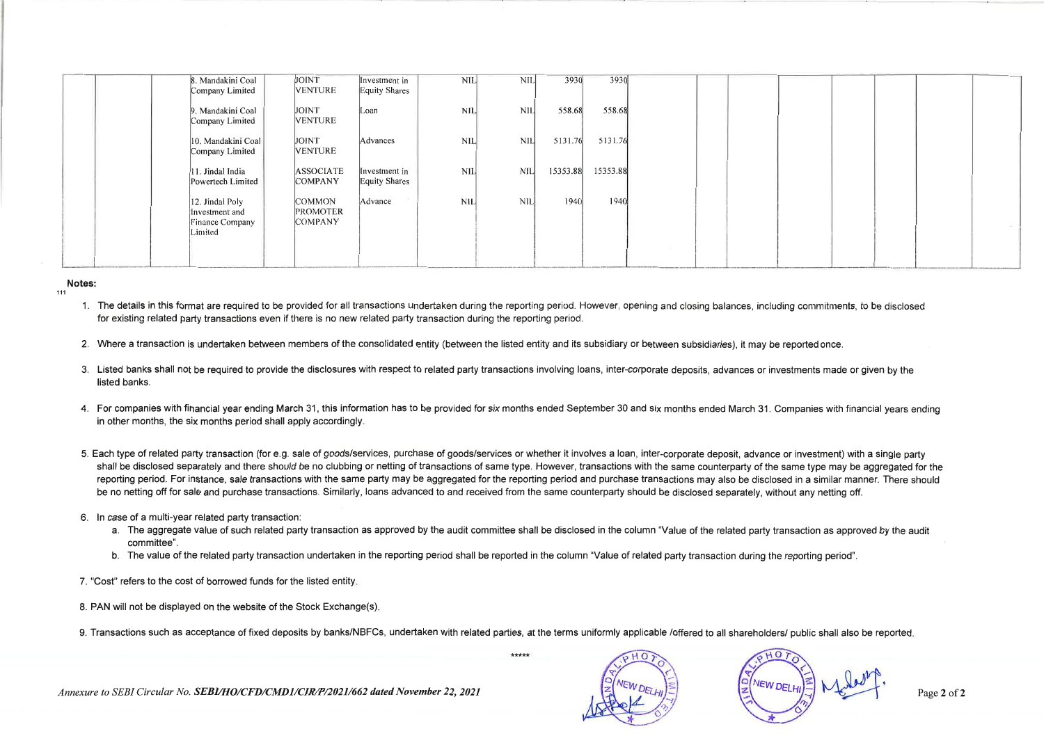| | | | | | | | | | | | | | | | | | | |
|---|---|---|---|---|---|---|---|---|---|---|---|---|---|---|---|---|---|---|
| | | | 8. Mandakini Coal Company Limited | | JOINT VENTURE | Investment in Equity Shares | NIL | NIL | 3930 | 3930 | | | | | | | | |
| | | | 9. Mandakini Coal Company Limited | | JOINT VENTURE | Loan | NIL | NIL | 558.68 | 558.68 | | | | | | | | |
| | | | 10. Mandakini Coal Company Limited | | JOINT VENTURE | Advances | NIL | NIL | 5131.76 | 5131.76 | | | | | | | | |
| | | | 11. Jindal India Powertech Limited | | ASSOCIATE COMPANY | Investment in Equity Shares | NIL | NIL | 15353.88 | 15353.88 | | | | | | | | |
| | | | 12. Jindal Poly Investment and Finance Company Limited | | COMMON PROMOTER COMPANY | Advance | NIL | NIL | 1940 | 1940 | | | | | | | | |

**Notes:**

1. The details in this format are required to be provided for all transactions undertaken during the reporting period. However, opening and closing balances, including commitments, to be disclosed for existing related party transactions even if there is no new related party transaction during the reporting period.
2. Where a transaction is undertaken between members of the consolidated entity (between the listed entity and its subsidiary or between subsidiaries), it may be reported once.
3. Listed banks shall not be required to provide the disclosures with respect to related party transactions involving loans, inter-corporate deposits, advances or investments made or given by the listed banks.
4. For companies with financial year ending March 31, this information has to be provided for six months ended September 30 and six months ended March 31. Companies with financial years ending in other months, the six months period shall apply accordingly.
5. Each type of related party transaction (for e.g. sale of goods/services, purchase of goods/services or whether it involves a loan, inter-corporate deposit, advance or investment) with a single party shall be disclosed separately and there should be no clubbing or netting of transactions of same type. However, transactions with the same counterparty of the same type may be aggregated for the reporting period. For instance, sale transactions with the same party may be aggregated for the reporting period and purchase transactions may also be disclosed in a similar manner. There should be no netting off for sale and purchase transactions. Similarly, loans advanced to and received from the same counterparty should be disclosed separately, without any netting off.
6. In case of a multi-year related party transaction:
   a. The aggregate value of such related party transaction as approved by the audit committee shall be disclosed in the column "Value of the related party transaction as approved by the audit committee".
   b. The value of the related party transaction undertaken in the reporting period shall be reported in the column "Value of related party transaction during the reporting period".
7. "Cost" refers to the cost of borrowed funds for the listed entity.
8. PAN will not be displayed on the website of the Stock Exchange(s).
9. Transactions such as acceptance of fixed deposits by banks/NBFCs, undertaken with related parties, at the terms uniformly applicable /offered to all shareholders/ public shall also be reported.

*****